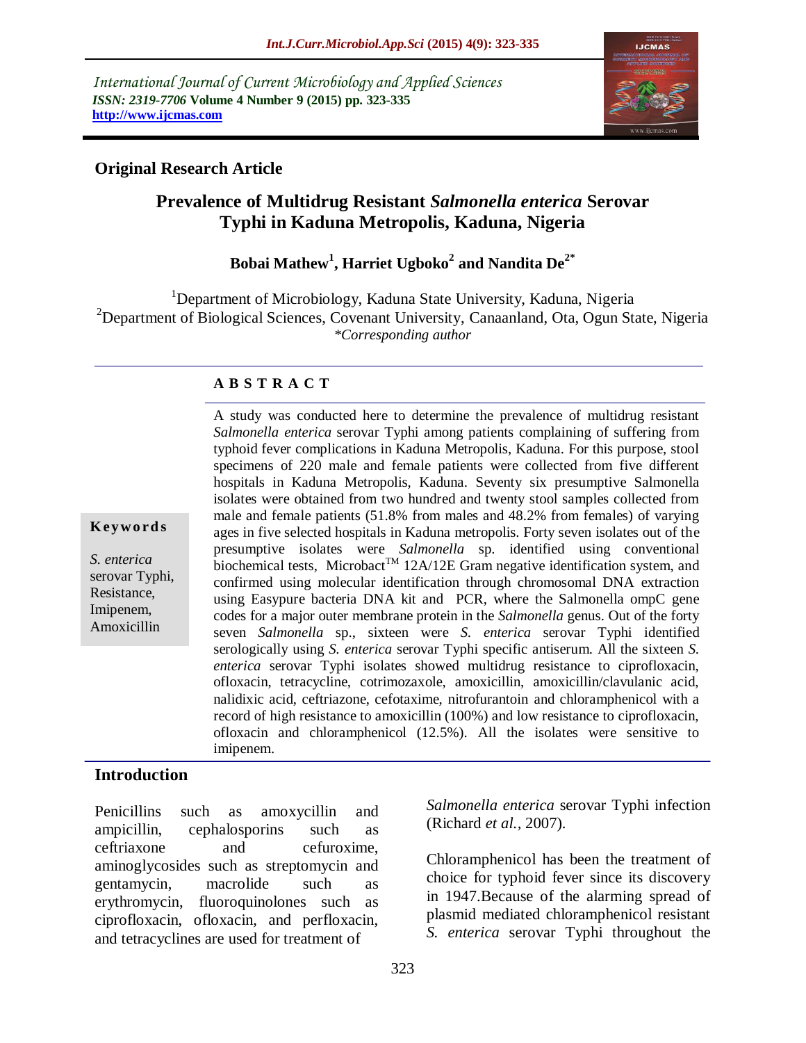International Journal of Current Microbiology and Applied Sciences
*ISSN: 2319-7706* **Volume 4 Number 9 (2015) pp. 323-335**
**http://www.ijcmas.com**

## Original Research Article

# Prevalence of Multidrug Resistant *Salmonella enterica* Serovar Typhi in Kaduna Metropolis, Kaduna, Nigeria

**Bobai Mathew[1], Harriet Ugboko[2] and Nandita De[2*]**

[1]Department of Microbiology, Kaduna State University, Kaduna, Nigeria
[2]Department of Biological Sciences, Covenant University, Canaanland, Ota, Ogun State, Nigeria
*\*Corresponding author*

### A B S T R A C T

A study was conducted here to determine the prevalence of multidrug resistant *Salmonella enterica* serovar Typhi among patients complaining of suffering from typhoid fever complications in Kaduna Metropolis, Kaduna. For this purpose, stool specimens of 220 male and female patients were collected from five different hospitals in Kaduna Metropolis, Kaduna. Seventy six presumptive Salmonella isolates were obtained from two hundred and twenty stool samples collected from male and female patients (51.8% from males and 48.2% from females) of varying ages in five selected hospitals in Kaduna metropolis. Forty seven isolates out of the presumptive isolates were *Salmonella* sp. identified using conventional biochemical tests, Microbact™ 12A/12E Gram negative identification system, and confirmed using molecular identification through chromosomal DNA extraction using Easypure bacteria DNA kit and PCR, where the Salmonella ompC gene codes for a major outer membrane protein in the *Salmonella* genus. Out of the forty seven *Salmonella* sp., sixteen were *S. enterica* serovar Typhi identified serologically using *S. enterica* serovar Typhi specific antiserum. All the sixteen *S. enterica* serovar Typhi isolates showed multidrug resistance to ciprofloxacin, ofloxacin, tetracycline, cotrimozaxole, amoxicillin, amoxicillin/clavulanic acid, nalidixic acid, ceftriazone, cefotaxime, nitrofurantoin and chloramphenicol with a record of high resistance to amoxicillin (100%) and low resistance to ciprofloxacin, ofloxacin and chloramphenicol (12.5%). All the isolates were sensitive to imipenem.

**Keywords**

*S. enterica* serovar Typhi, Resistance, Imipenem, Amoxicillin

## Introduction

Penicillins such as amoxycillin and ampicillin, cephalosporins such as ceftriaxone and cefuroxime, aminoglycosides such as streptomycin and gentamycin, macrolide such as erythromycin, fluoroquinolones such as ciprofloxacin, ofloxacin, and perfloxacin, and tetracyclines are used for treatment of *Salmonella enterica* serovar Typhi infection (Richard *et al.*, 2007).

Chloramphenicol has been the treatment of choice for typhoid fever since its discovery in 1947.Because of the alarming spread of plasmid mediated chloramphenicol resistant *S. enterica* serovar Typhi throughout the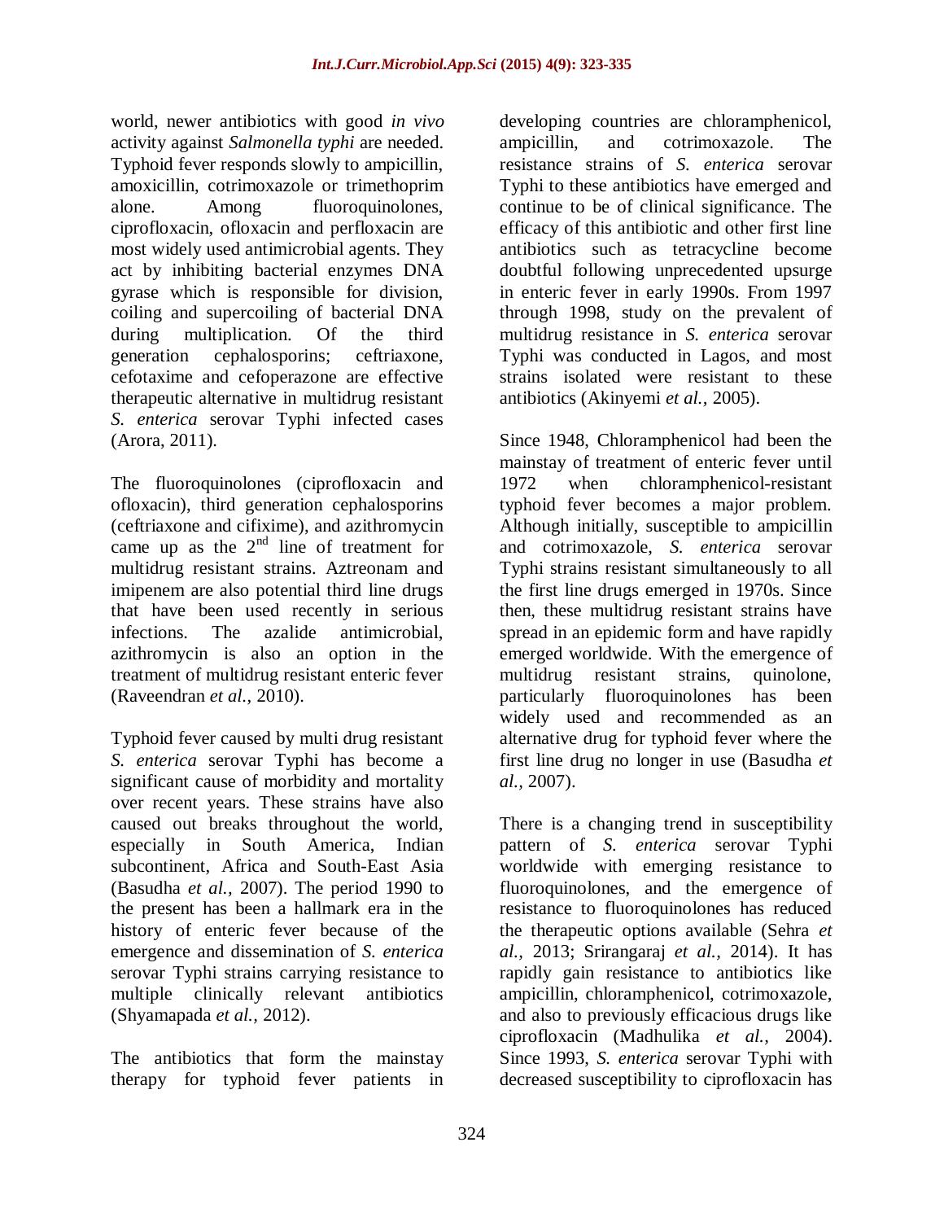world, newer antibiotics with good *in vivo* activity against *Salmonella typhi* are needed. Typhoid fever responds slowly to ampicillin, amoxicillin, cotrimoxazole or trimethoprim alone. Among fluoroquinolones, ciprofloxacin, ofloxacin and perfloxacin are most widely used antimicrobial agents. They act by inhibiting bacterial enzymes DNA gyrase which is responsible for division, coiling and supercoiling of bacterial DNA during multiplication. Of the third generation cephalosporins; ceftriaxone, cefotaxime and cefoperazone are effective therapeutic alternative in multidrug resistant *S. enterica* serovar Typhi infected cases (Arora, 2011).

The fluoroquinolones (ciprofloxacin and ofloxacin), third generation cephalosporins (ceftriaxone and cifixime), and azithromycin came up as the 2nd line of treatment for multidrug resistant strains. Aztreonam and imipenem are also potential third line drugs that have been used recently in serious infections. The azalide antimicrobial, azithromycin is also an option in the treatment of multidrug resistant enteric fever (Raveendran *et al.,* 2010).

Typhoid fever caused by multi drug resistant *S. enterica* serovar Typhi has become a significant cause of morbidity and mortality over recent years. These strains have also caused out breaks throughout the world, especially in South America, Indian subcontinent, Africa and South-East Asia (Basudha *et al.,* 2007). The period 1990 to the present has been a hallmark era in the history of enteric fever because of the emergence and dissemination of *S. enterica* serovar Typhi strains carrying resistance to multiple clinically relevant antibiotics (Shyamapada *et al.,* 2012).

The antibiotics that form the mainstay therapy for typhoid fever patients in developing countries are chloramphenicol, ampicillin, and cotrimoxazole. The resistance strains of *S. enterica* serovar Typhi to these antibiotics have emerged and continue to be of clinical significance. The efficacy of this antibiotic and other first line antibiotics such as tetracycline become doubtful following unprecedented upsurge in enteric fever in early 1990s. From 1997 through 1998, study on the prevalent of multidrug resistance in *S. enterica* serovar Typhi was conducted in Lagos, and most strains isolated were resistant to these antibiotics (Akinyemi *et al.,* 2005).

Since 1948, Chloramphenicol had been the mainstay of treatment of enteric fever until 1972 when chloramphenicol-resistant typhoid fever becomes a major problem. Although initially, susceptible to ampicillin and cotrimoxazole, *S. enterica* serovar Typhi strains resistant simultaneously to all the first line drugs emerged in 1970s. Since then, these multidrug resistant strains have spread in an epidemic form and have rapidly emerged worldwide. With the emergence of multidrug resistant strains, quinolone, particularly fluoroquinolones has been widely used and recommended as an alternative drug for typhoid fever where the first line drug no longer in use (Basudha *et al.,* 2007).

There is a changing trend in susceptibility pattern of *S. enterica* serovar Typhi worldwide with emerging resistance to fluoroquinolones, and the emergence of resistance to fluoroquinolones has reduced the therapeutic options available (Sehra *et al.,* 2013; Srirangaraj *et al.,* 2014). It has rapidly gain resistance to antibiotics like ampicillin, chloramphenicol, cotrimoxazole, and also to previously efficacious drugs like ciprofloxacin (Madhulika *et al.,* 2004). Since 1993, *S. enterica* serovar Typhi with decreased susceptibility to ciprofloxacin has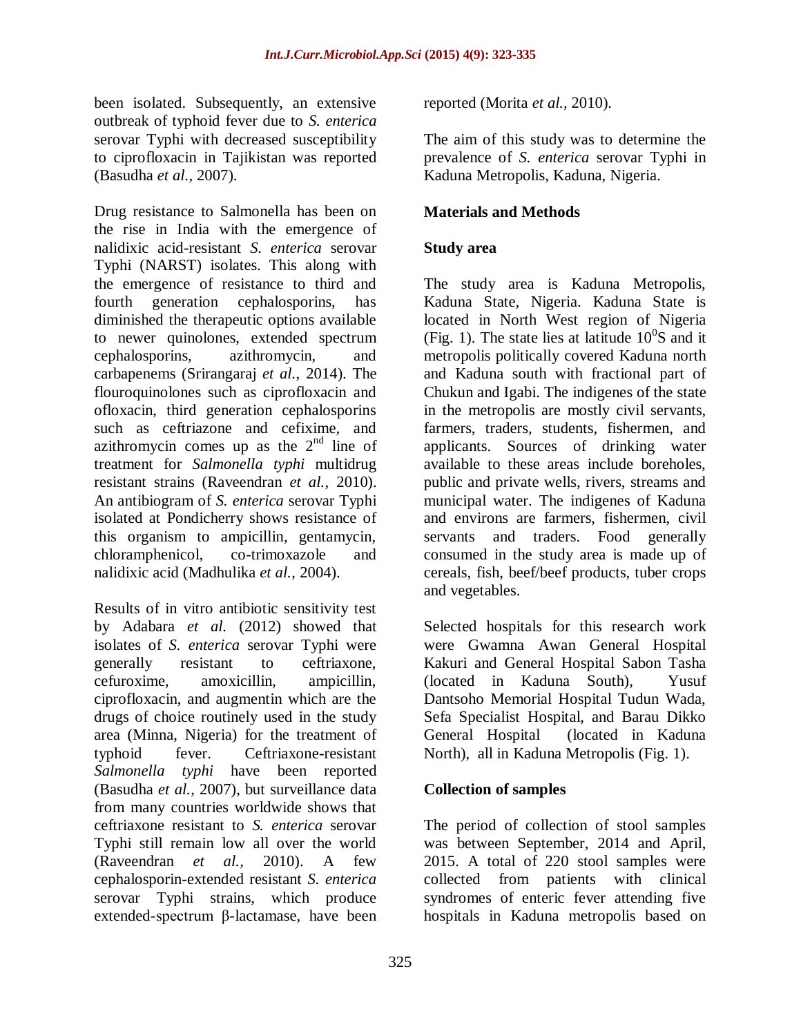been isolated. Subsequently, an extensive outbreak of typhoid fever due to *S. enterica* serovar Typhi with decreased susceptibility to ciprofloxacin in Tajikistan was reported (Basudha *et al.,* 2007).

Drug resistance to Salmonella has been on the rise in India with the emergence of nalidixic acid-resistant *S. enterica* serovar Typhi (NARST) isolates. This along with the emergence of resistance to third and fourth generation cephalosporins, has diminished the therapeutic options available to newer quinolones, extended spectrum cephalosporins, azithromycin, and carbapenems (Srirangaraj *et al.,* 2014). The flouroquinolones such as ciprofloxacin and ofloxacin, third generation cephalosporins such as ceftriazone and cefixime, and azithromycin comes up as the $2^{nd}$ line of treatment for *Salmonella typhi* multidrug resistant strains (Raveendran *et al.,* 2010). An antibiogram of *S. enterica* serovar Typhi isolated at Pondicherry shows resistance of this organism to ampicillin, gentamycin, chloramphenicol, co-trimoxazole and nalidixic acid (Madhulika *et al.,* 2004).

Results of in vitro antibiotic sensitivity test by Adabara *et al.* (2012) showed that isolates of *S. enterica* serovar Typhi were generally resistant to ceftriaxone, cefuroxime, amoxicillin, ampicillin, ciprofloxacin, and augmentin which are the drugs of choice routinely used in the study area (Minna, Nigeria) for the treatment of typhoid fever. Ceftriaxone-resistant *Salmonella typhi* have been reported (Basudha *et al.,* 2007), but surveillance data from many countries worldwide shows that ceftriaxone resistant to *S. enterica* serovar Typhi still remain low all over the world (Raveendran *et al.,* 2010). A few cephalosporin-extended resistant *S. enterica* serovar Typhi strains, which produce extended-spectrum β-lactamase, have been reported (Morita *et al.,* 2010).

The aim of this study was to determine the prevalence of *S. enterica* serovar Typhi in Kaduna Metropolis, Kaduna, Nigeria.

## Materials and Methods

### Study area

The study area is Kaduna Metropolis, Kaduna State, Nigeria. Kaduna State is located in North West region of Nigeria (Fig. 1). The state lies at latitude $10^0$S and it metropolis politically covered Kaduna north and Kaduna south with fractional part of Chukun and Igabi. The indigenes of the state in the metropolis are mostly civil servants, farmers, traders, students, fishermen, and applicants. Sources of drinking water available to these areas include boreholes, public and private wells, rivers, streams and municipal water. The indigenes of Kaduna and environs are farmers, fishermen, civil servants and traders. Food generally consumed in the study area is made up of cereals, fish, beef/beef products, tuber crops and vegetables.

Selected hospitals for this research work were Gwamna Awan General Hospital Kakuri and General Hospital Sabon Tasha (located in Kaduna South), Yusuf Dantsoho Memorial Hospital Tudun Wada, Sefa Specialist Hospital, and Barau Dikko General Hospital (located in Kaduna North), all in Kaduna Metropolis (Fig. 1).

### Collection of samples

The period of collection of stool samples was between September, 2014 and April, 2015. A total of 220 stool samples were collected from patients with clinical syndromes of enteric fever attending five hospitals in Kaduna metropolis based on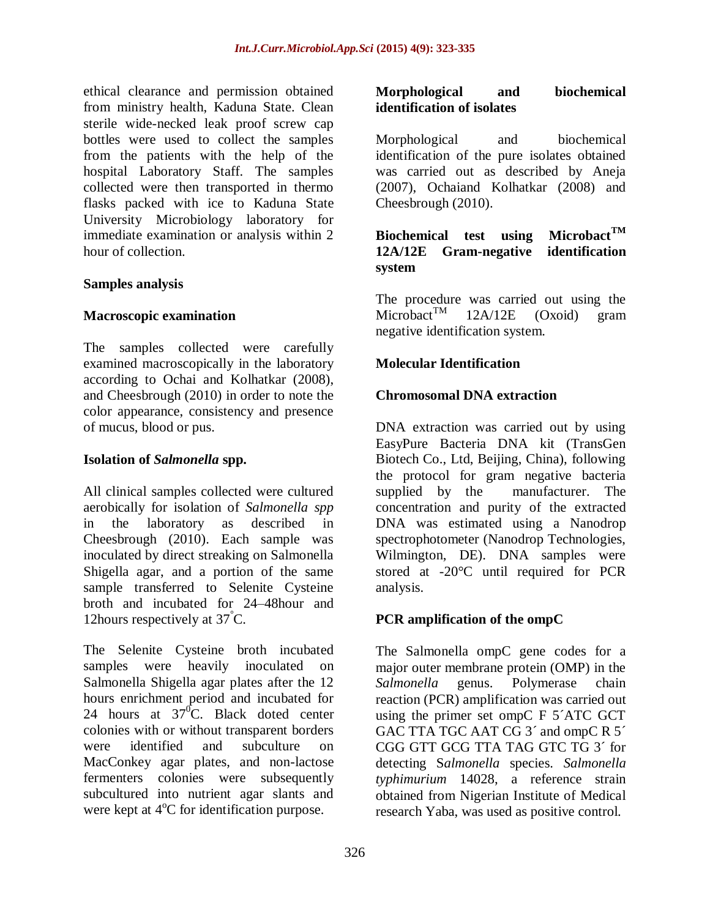ethical clearance and permission obtained from ministry health, Kaduna State. Clean sterile wide-necked leak proof screw cap bottles were used to collect the samples from the patients with the help of the hospital Laboratory Staff. The samples collected were then transported in thermo flasks packed with ice to Kaduna State University Microbiology laboratory for immediate examination or analysis within 2 hour of collection.

### Samples analysis

### Macroscopic examination

The samples collected were carefully examined macroscopically in the laboratory according to Ochai and Kolhatkar (2008), and Cheesbrough (2010) in order to note the color appearance, consistency and presence of mucus, blood or pus.

### Isolation of *Salmonella* spp.

All clinical samples collected were cultured aerobically for isolation of *Salmonella spp* in the laboratory as described in Cheesbrough (2010). Each sample was inoculated by direct streaking on Salmonella Shigella agar, and a portion of the same sample transferred to Selenite Cysteine broth and incubated for 24–48hour and 12hours respectively at 37°C.

The Selenite Cysteine broth incubated samples were heavily inoculated on Salmonella Shigella agar plates after the 12 hours enrichment period and incubated for 24 hours at $37^0$C. Black doted center colonies with or without transparent borders were identified and subculture on MacConkey agar plates, and non-lactose fermenters colonies were subsequently subcultured into nutrient agar slants and were kept at 4°C for identification purpose.

### Morphological and biochemical identification of isolates

Morphological and biochemical identification of the pure isolates obtained was carried out as described by Aneja (2007), Ochaiand Kolhatkar (2008) and Cheesbrough (2010).

### Biochemical test using Microbact™ 12A/12E Gram-negative identification system

The procedure was carried out using the Microbact™ 12A/12E (Oxoid) gram negative identification system.

### Molecular Identification

### Chromosomal DNA extraction

DNA extraction was carried out by using EasyPure Bacteria DNA kit (TransGen Biotech Co., Ltd, Beijing, China), following the protocol for gram negative bacteria supplied by the manufacturer. The concentration and purity of the extracted DNA was estimated using a Nanodrop spectrophotometer (Nanodrop Technologies, Wilmington, DE). DNA samples were stored at -20°C until required for PCR analysis.

### PCR amplification of the ompC

The Salmonella ompC gene codes for a major outer membrane protein (OMP) in the *Salmonella* genus. Polymerase chain reaction (PCR) amplification was carried out using the primer set ompC F 5´ATC GCT GAC TTA TGC AAT CG 3´ and ompC R 5´ CGG GTT GCG TTA TAG GTC TG 3´ for detecting S*almonella* species. *Salmonella typhimurium* 14028, a reference strain obtained from Nigerian Institute of Medical research Yaba, was used as positive control.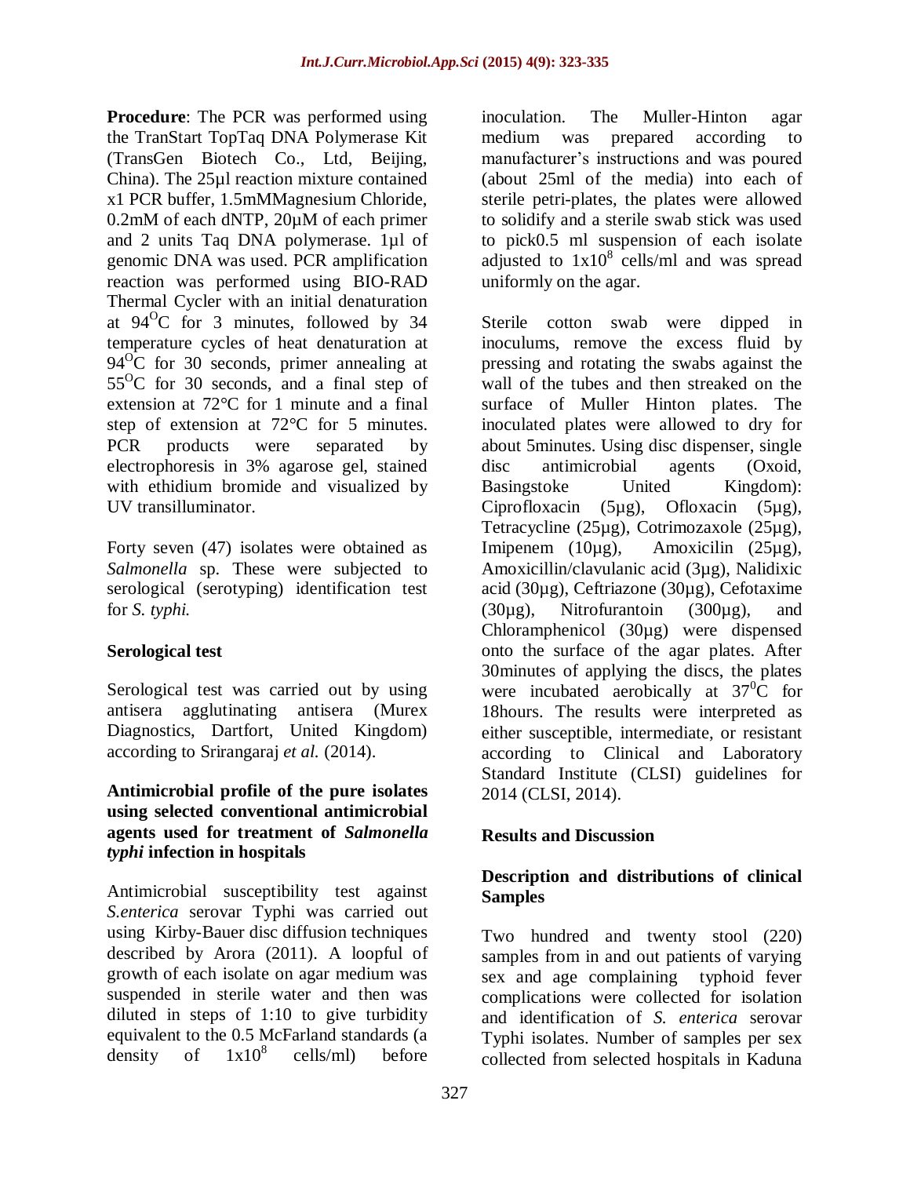**Procedure**: The PCR was performed using the TranStart TopTaq DNA Polymerase Kit (TransGen Biotech Co., Ltd, Beijing, China). The 25µl reaction mixture contained x1 PCR buffer, 1.5mMMagnesium Chloride, 0.2mM of each dNTP, 20µM of each primer and 2 units Taq DNA polymerase. 1µl of genomic DNA was used. PCR amplification reaction was performed using BIO-RAD Thermal Cycler with an initial denaturation at 94$^{O}$C for 3 minutes, followed by 34 temperature cycles of heat denaturation at 94$^{O}$C for 30 seconds, primer annealing at 55$^{O}$C for 30 seconds, and a final step of extension at 72°C for 1 minute and a final step of extension at 72°C for 5 minutes. PCR products were separated by electrophoresis in 3% agarose gel, stained with ethidium bromide and visualized by UV transilluminator.

Forty seven (47) isolates were obtained as *Salmonella* sp. These were subjected to serological (serotyping) identification test for *S. typhi.*

### Serological test

Serological test was carried out by using antisera agglutinating antisera (Murex Diagnostics, Dartfort, United Kingdom) according to Srirangaraj *et al.* (2014).

### Antimicrobial profile of the pure isolates using selected conventional antimicrobial agents used for treatment of *Salmonella typhi* infection in hospitals

Antimicrobial susceptibility test against *S.enterica* serovar Typhi was carried out using Kirby-Bauer disc diffusion techniques described by Arora (2011). A loopful of growth of each isolate on agar medium was suspended in sterile water and then was diluted in steps of 1:10 to give turbidity equivalent to the 0.5 McFarland standards (a density of $1x10^{8}$ cells/ml) before inoculation. The Muller-Hinton agar medium was prepared according to manufacturer's instructions and was poured (about 25ml of the media) into each of sterile petri-plates, the plates were allowed to solidify and a sterile swab stick was used to pick0.5 ml suspension of each isolate adjusted to $1x10^{8}$ cells/ml and was spread uniformly on the agar.

Sterile cotton swab were dipped in inoculums, remove the excess fluid by pressing and rotating the swabs against the wall of the tubes and then streaked on the surface of Muller Hinton plates. The inoculated plates were allowed to dry for about 5minutes. Using disc dispenser, single disc antimicrobial agents (Oxoid, Basingstoke United Kingdom): Ciprofloxacin (5µg), Ofloxacin (5µg), Tetracycline (25µg), Cotrimozaxole (25µg), Imipenem (10µg), Amoxicilin (25µg), Amoxicillin/clavulanic acid (3µg), Nalidixic acid (30µg), Ceftriazone (30µg), Cefotaxime (30µg), Nitrofurantoin (300µg), and Chloramphenicol (30µg) were dispensed onto the surface of the agar plates. After 30minutes of applying the discs, the plates were incubated aerobically at 37$^{0}$C for 18hours. The results were interpreted as either susceptible, intermediate, or resistant according to Clinical and Laboratory Standard Institute (CLSI) guidelines for 2014 (CLSI, 2014).

## Results and Discussion

### Description and distributions of clinical Samples

Two hundred and twenty stool (220) samples from in and out patients of varying sex and age complaining typhoid fever complications were collected for isolation and identification of *S. enterica* serovar Typhi isolates. Number of samples per sex collected from selected hospitals in Kaduna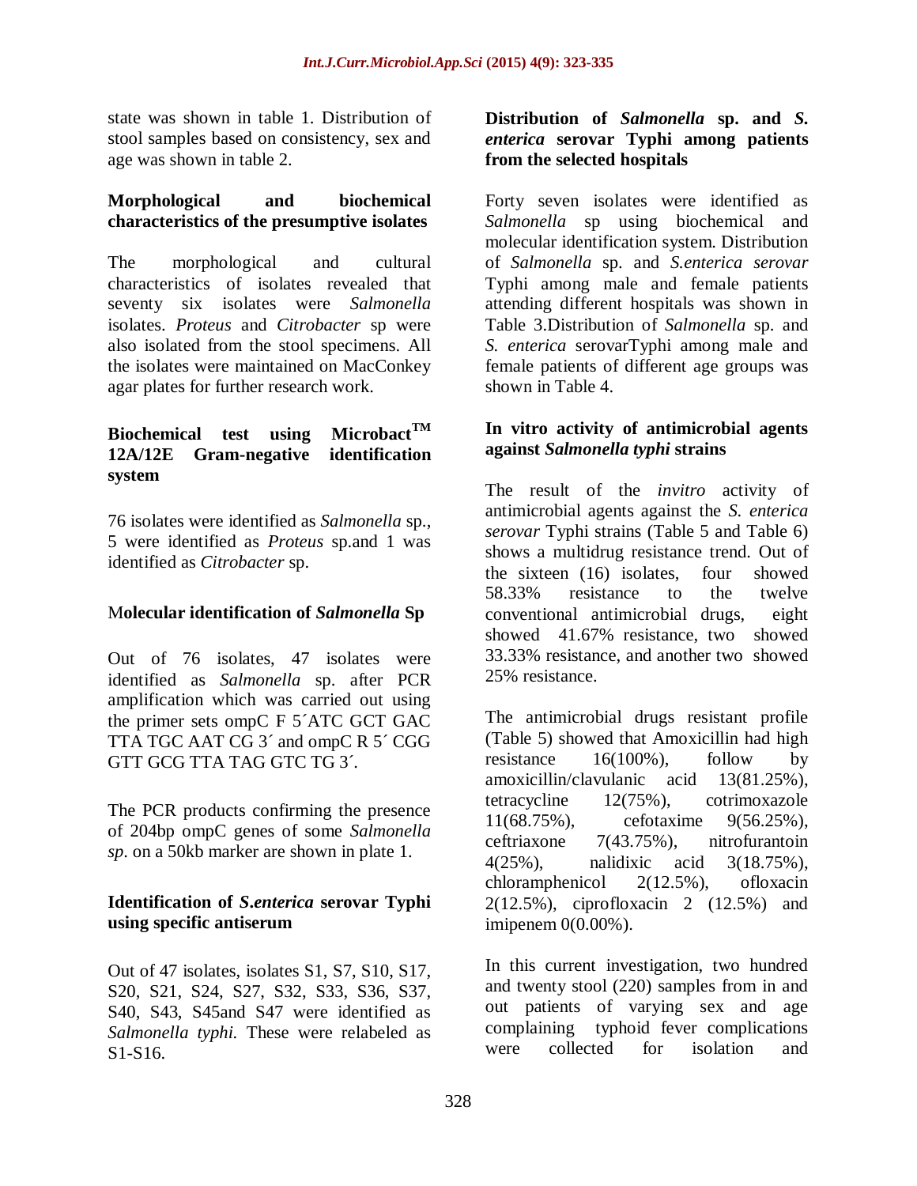state was shown in table 1. Distribution of stool samples based on consistency, sex and age was shown in table 2.

### Morphological and biochemical characteristics of the presumptive isolates

The morphological and cultural characteristics of isolates revealed that seventy six isolates were *Salmonella* isolates. *Proteus* and *Citrobacter* sp were also isolated from the stool specimens. All the isolates were maintained on MacConkey agar plates for further research work.

### Biochemical test using Microbact$^{TM}$ 12A/12E Gram-negative identification system

76 isolates were identified as *Salmonella* sp., 5 were identified as *Proteus* sp.and 1 was identified as *Citrobacter* sp.

### Molecular identification of *Salmonella* Sp

Out of 76 isolates, 47 isolates were identified as *Salmonella* sp. after PCR amplification which was carried out using the primer sets ompC F 5´ATC GCT GAC TTA TGC AAT CG 3´ and ompC R 5´ CGG GTT GCG TTA TAG GTC TG 3´.

The PCR products confirming the presence of 204bp ompC genes of some *Salmonella sp*. on a 50kb marker are shown in plate 1.

### Identification of *S.enterica* serovar Typhi using specific antiserum

Out of 47 isolates, isolates S1, S7, S10, S17, S20, S21, S24, S27, S32, S33, S36, S37, S40, S43, S45and S47 were identified as *Salmonella typhi.* These were relabeled as S1-S16.

### Distribution of *Salmonella* sp. and *S. enterica* serovar Typhi among patients from the selected hospitals

Forty seven isolates were identified as *Salmonella* sp using biochemical and molecular identification system. Distribution of *Salmonella* sp. and *S.enterica serovar* Typhi among male and female patients attending different hospitals was shown in Table 3.Distribution of *Salmonella* sp. and *S. enterica* serovarTyphi among male and female patients of different age groups was shown in Table 4.

### In vitro activity of antimicrobial agents against *Salmonella typhi* strains

The result of the *invitro* activity of antimicrobial agents against the *S. enterica serovar* Typhi strains (Table 5 and Table 6) shows a multidrug resistance trend. Out of the sixteen (16) isolates, four showed 58.33% resistance to the twelve conventional antimicrobial drugs, eight showed 41.67% resistance, two showed 33.33% resistance, and another two showed 25% resistance.

The antimicrobial drugs resistant profile (Table 5) showed that Amoxicillin had high resistance 16(100%), follow by amoxicillin/clavulanic acid 13(81.25%), tetracycline 12(75%), cotrimoxazole 11(68.75%), cefotaxime 9(56.25%), ceftriaxone 7(43.75%), nitrofurantoin 4(25%), nalidixic acid 3(18.75%), chloramphenicol 2(12.5%), ofloxacin 2(12.5%), ciprofloxacin 2 (12.5%) and imipenem 0(0.00%).

In this current investigation, two hundred and twenty stool (220) samples from in and out patients of varying sex and age complaining typhoid fever complications were collected for isolation and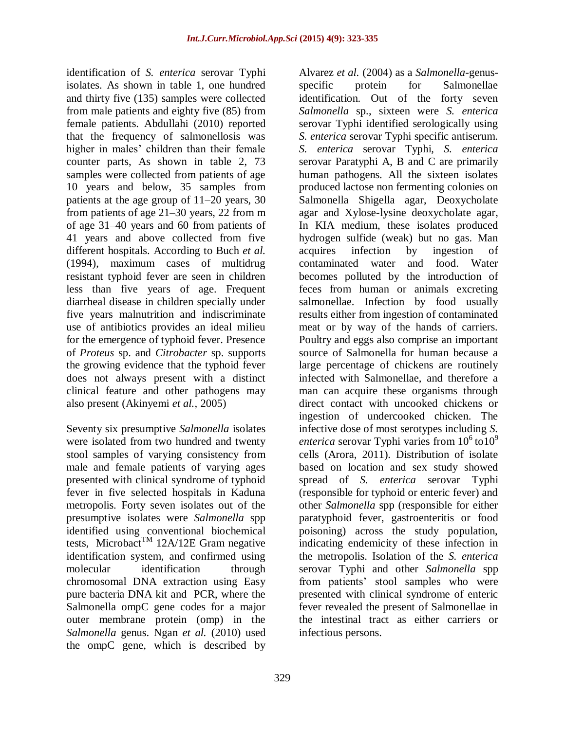identification of *S. enterica* serovar Typhi isolates. As shown in table 1, one hundred and thirty five (135) samples were collected from male patients and eighty five (85) from female patients. Abdullahi (2010) reported that the frequency of salmonellosis was higher in males' children than their female counter parts, As shown in table 2, 73 samples were collected from patients of age 10 years and below, 35 samples from patients at the age group of 11–20 years, 30 from patients of age 21–30 years, 22 from m of age 31–40 years and 60 from patients of 41 years and above collected from five different hospitals. According to Buch *et al.* (1994), maximum cases of multidrug resistant typhoid fever are seen in children less than five years of age. Frequent diarrheal disease in children specially under five years malnutrition and indiscriminate use of antibiotics provides an ideal milieu for the emergence of typhoid fever. Presence of *Proteus* sp. and *Citrobacter* sp. supports the growing evidence that the typhoid fever does not always present with a distinct clinical feature and other pathogens may also present (Akinyemi *et al.*, 2005)

Seventy six presumptive *Salmonella* isolates were isolated from two hundred and twenty stool samples of varying consistency from male and female patients of varying ages presented with clinical syndrome of typhoid fever in five selected hospitals in Kaduna metropolis. Forty seven isolates out of the presumptive isolates were *Salmonella* spp identified using conventional biochemical tests, Microbact™ 12A/12E Gram negative identification system, and confirmed using molecular identification through chromosomal DNA extraction using Easy pure bacteria DNA kit and PCR, where the Salmonella ompC gene codes for a major outer membrane protein (omp) in the *Salmonella* genus. Ngan *et al.* (2010) used the ompC gene, which is described by Alvarez *et al.* (2004) as a *Salmonella*-genus-specific protein for Salmonellae identification. Out of the forty seven *Salmonella* sp., sixteen were *S. enterica* serovar Typhi identified serologically using *S. enterica* serovar Typhi specific antiserum. *S. enterica* serovar Typhi, *S. enterica* serovar Paratyphi A, B and C are primarily human pathogens. All the sixteen isolates produced lactose non fermenting colonies on Salmonella Shigella agar, Deoxycholate agar and Xylose-lysine deoxycholate agar, In KIA medium, these isolates produced hydrogen sulfide (weak) but no gas. Man acquires infection by ingestion of contaminated water and food. Water becomes polluted by the introduction of feces from human or animals excreting salmonellae. Infection by food usually results either from ingestion of contaminated meat or by way of the hands of carriers. Poultry and eggs also comprise an important source of Salmonella for human because a large percentage of chickens are routinely infected with Salmonellae, and therefore a man can acquire these organisms through direct contact with uncooked chickens or ingestion of undercooked chicken. The infective dose of most serotypes including *S. enterica* serovar Typhi varies from $10^6$ to$10^9$ cells (Arora, 2011). Distribution of isolate based on location and sex study showed spread of *S. enterica* serovar Typhi (responsible for typhoid or enteric fever) and other *Salmonella* spp (responsible for either paratyphoid fever, gastroenteritis or food poisoning) across the study population, indicating endemicity of these infection in the metropolis. Isolation of the *S. enterica* serovar Typhi and other *Salmonella* spp from patients' stool samples who were presented with clinical syndrome of enteric fever revealed the present of Salmonellae in the intestinal tract as either carriers or infectious persons.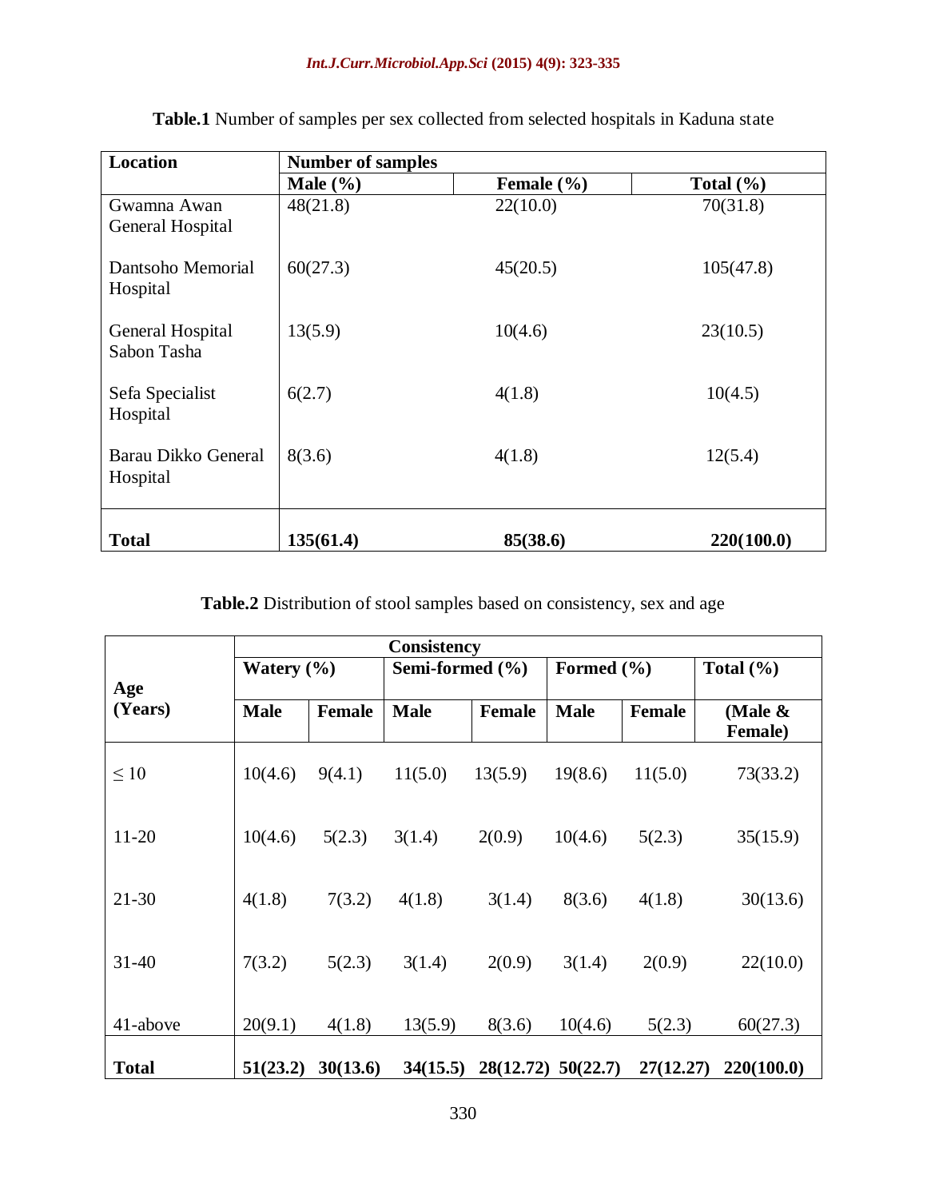**Table.1** Number of samples per sex collected from selected hospitals in Kaduna state

| Location | Number of samples | | |
|---|---|---|---|
| | Male (%) | Female (%) | Total (%) |
| Gwamna Awan General Hospital | 48(21.8) | 22(10.0) | 70(31.8) |
| Dantsoho Memorial Hospital | 60(27.3) | 45(20.5) | 105(47.8) |
| General Hospital Sabon Tasha | 13(5.9) | 10(4.6) | 23(10.5) |
| Sefa Specialist Hospital | 6(2.7) | 4(1.8) | 10(4.5) |
| Barau Dikko General Hospital | 8(3.6) | 4(1.8) | 12(5.4) |
| **Total** | **135(61.4)** | **85(38.6)** | **220(100.0)** |

**Table.2** Distribution of stool samples based on consistency, sex and age

| Age (Years) | Consistency | | | | | | |
|---|---|---|---|---|---|---|---|
| | Watery (%) | | Semi-formed (%) | | Formed (%) | | Total (%) |
| | Male | Female | Male | Female | Male | Female | (Male & Female) |
| ≤ 10 | 10(4.6) | 9(4.1) | 11(5.0) | 13(5.9) | 19(8.6) | 11(5.0) | 73(33.2) |
| 11-20 | 10(4.6) | 5(2.3) | 3(1.4) | 2(0.9) | 10(4.6) | 5(2.3) | 35(15.9) |
| 21-30 | 4(1.8) | 7(3.2) | 4(1.8) | 3(1.4) | 8(3.6) | 4(1.8) | 30(13.6) |
| 31-40 | 7(3.2) | 5(2.3) | 3(1.4) | 2(0.9) | 3(1.4) | 2(0.9) | 22(10.0) |
| 41-above | 20(9.1) | 4(1.8) | 13(5.9) | 8(3.6) | 10(4.6) | 5(2.3) | 60(27.3) |
| **Total** | **51(23.2)** | **30(13.6)** | **34(15.5)** | **28(12.72)** | **50(22.7)** | **27(12.27)** | **220(100.0)** |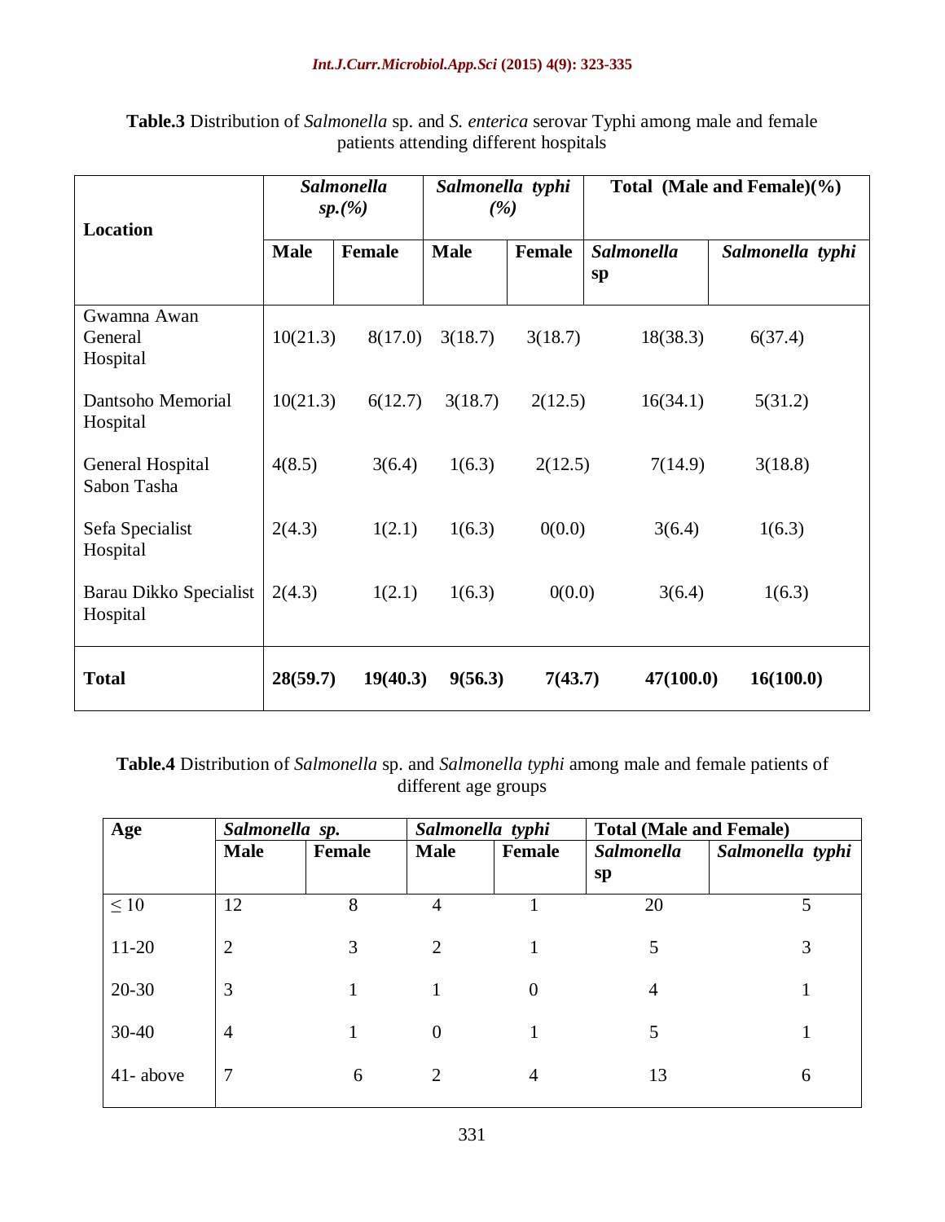**Table.3** Distribution of *Salmonella* sp. and *S. enterica* serovar Typhi among male and female patients attending different hospitals

| Location | *Salmonella sp.(%)* | | *Salmonella typhi (%)* | | Total (Male and Female)(%) | |
|---|---|---|---|---|---|---|
| | Male | Female | Male | Female | *Salmonella* sp | *Salmonella typhi* |
| Gwamna Awan General Hospital | 10(21.3) | 8(17.0) | 3(18.7) | 3(18.7) | 18(38.3) | 6(37.4) |
| Dantsoho Memorial Hospital | 10(21.3) | 6(12.7) | 3(18.7) | 2(12.5) | 16(34.1) | 5(31.2) |
| General Hospital Sabon Tasha | 4(8.5) | 3(6.4) | 1(6.3) | 2(12.5) | 7(14.9) | 3(18.8) |
| Sefa Specialist Hospital | 2(4.3) | 1(2.1) | 1(6.3) | 0(0.0) | 3(6.4) | 1(6.3) |
| Barau Dikko Specialist Hospital | 2(4.3) | 1(2.1) | 1(6.3) | 0(0.0) | 3(6.4) | 1(6.3) |
| **Total** | **28(59.7)** | **19(40.3)** | **9(56.3)** | **7(43.7)** | **47(100.0)** | **16(100.0)** |

**Table.4** Distribution of *Salmonella* sp. and *Salmonella typhi* among male and female patients of different age groups

| Age | *Salmonella sp.* | | *Salmonella typhi* | | Total (Male and Female) | |
|---|---|---|---|---|---|---|
| | Male | Female | Male | Female | *Salmonella* sp | *Salmonella typhi* |
| ≤ 10 | 12 | 8 | 4 | 1 | 20 | 5 |
| 11-20 | 2 | 3 | 2 | 1 | 5 | 3 |
| 20-30 | 3 | 1 | 1 | 0 | 4 | 1 |
| 30-40 | 4 | 1 | 0 | 1 | 5 | 1 |
| 41- above | 7 | 6 | 2 | 4 | 13 | 6 |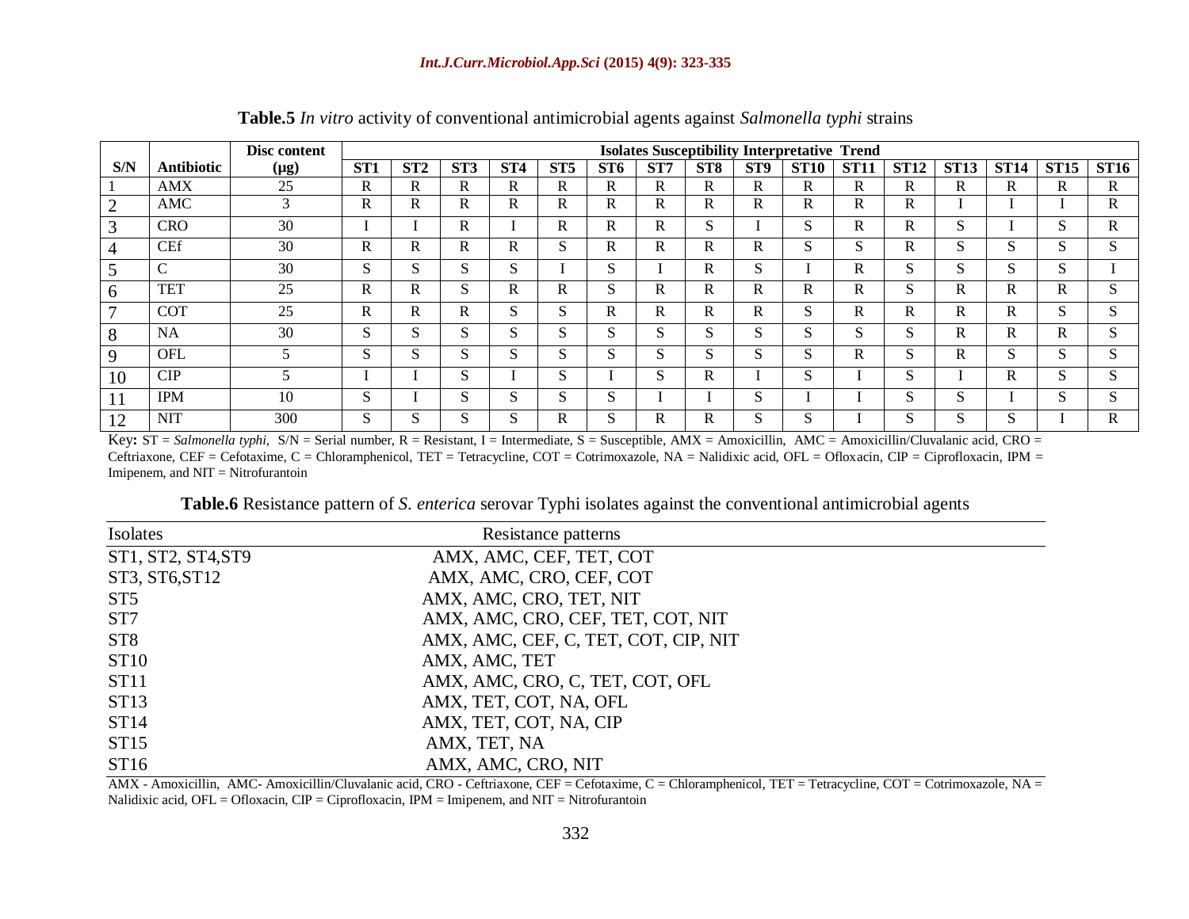**Table.5** *In vitro* activity of conventional antimicrobial agents against *Salmonella typhi* strains

| S/N | Antibiotic | Disc content (μg) | Isolates Susceptibility Interpretative Trend | | | | | | | | | | | | | | | |
|---|---|---|---|---|---|---|---|---|---|---|---|---|---|---|---|---|---|---|
| | | | ST1 | ST2 | ST3 | ST4 | ST5 | ST6 | ST7 | ST8 | ST9 | ST10 | ST11 | ST12 | ST13 | ST14 | ST15 | ST16 |
| 1 | AMX | 25 | R | R | R | R | R | R | R | R | R | R | R | R | R | R | R | R |
| 2 | AMC | 3 | R | R | R | R | R | R | R | R | R | R | R | R | I | I | I | R |
| 3 | CRO | 30 | I | I | R | I | R | R | R | S | I | S | R | R | S | I | S | R |
| 4 | CEf | 30 | R | R | R | R | S | R | R | R | R | S | S | R | S | S | S | S |
| 5 | C | 30 | S | S | S | S | I | S | I | R | S | I | R | S | S | S | S | I |
| 6 | TET | 25 | R | R | S | R | R | S | R | R | R | R | R | S | R | R | R | S |
| 7 | COT | 25 | R | R | R | S | S | R | R | R | R | S | R | R | R | R | S | S |
| 8 | NA | 30 | S | S | S | S | S | S | S | S | S | S | S | S | R | R | R | S |
| 9 | OFL | 5 | S | S | S | S | S | S | S | S | S | S | R | S | R | S | S | S |
| 10 | CIP | 5 | I | I | S | I | S | I | S | R | I | S | I | S | I | R | S | S |
| 11 | IPM | 10 | S | I | S | S | S | S | I | I | S | I | I | S | S | I | S | S |
| 12 | NIT | 300 | S | S | S | S | R | S | R | R | S | S | I | S | S | S | I | R |

Key**:** ST = *Salmonella typhi*, S/N = Serial number, R = Resistant, I = Intermediate, S = Susceptible, AMX = Amoxicillin, AMC = Amoxicillin/Cluvalanic acid, CRO = Ceftriaxone, CEF = Cefotaxime, C = Chloramphenicol, TET = Tetracycline, COT = Cotrimoxazole, NA = Nalidixic acid, OFL = Ofloxacin, CIP = Ciprofloxacin, IPM = Imipenem, and NIT = Nitrofurantoin

**Table.6** Resistance pattern of *S. enterica* serovar Typhi isolates against the conventional antimicrobial agents

| Isolates | Resistance patterns |
|---|---|
| ST1, ST2, ST4,ST9 | AMX, AMC, CEF, TET, COT |
| ST3, ST6,ST12 | AMX, AMC, CRO, CEF, COT |
| ST5 | AMX, AMC, CRO, TET, NIT |
| ST7 | AMX, AMC, CRO, CEF, TET, COT, NIT |
| ST8 | AMX, AMC, CEF, C, TET, COT, CIP, NIT |
| ST10 | AMX, AMC, TET |
| ST11 | AMX, AMC, CRO, C, TET, COT, OFL |
| ST13 | AMX, TET, COT, NA, OFL |
| ST14 | AMX, TET, COT, NA, CIP |
| ST15 | AMX, TET, NA |
| ST16 | AMX, AMC, CRO, NIT |

AMX - Amoxicillin, AMC- Amoxicillin/Cluvalanic acid, CRO - Ceftriaxone, CEF = Cefotaxime, C = Chloramphenicol, TET = Tetracycline, COT = Cotrimoxazole, NA = Nalidixic acid, OFL = Ofloxacin, CIP = Ciprofloxacin, IPM = Imipenem, and NIT = Nitrofurantoin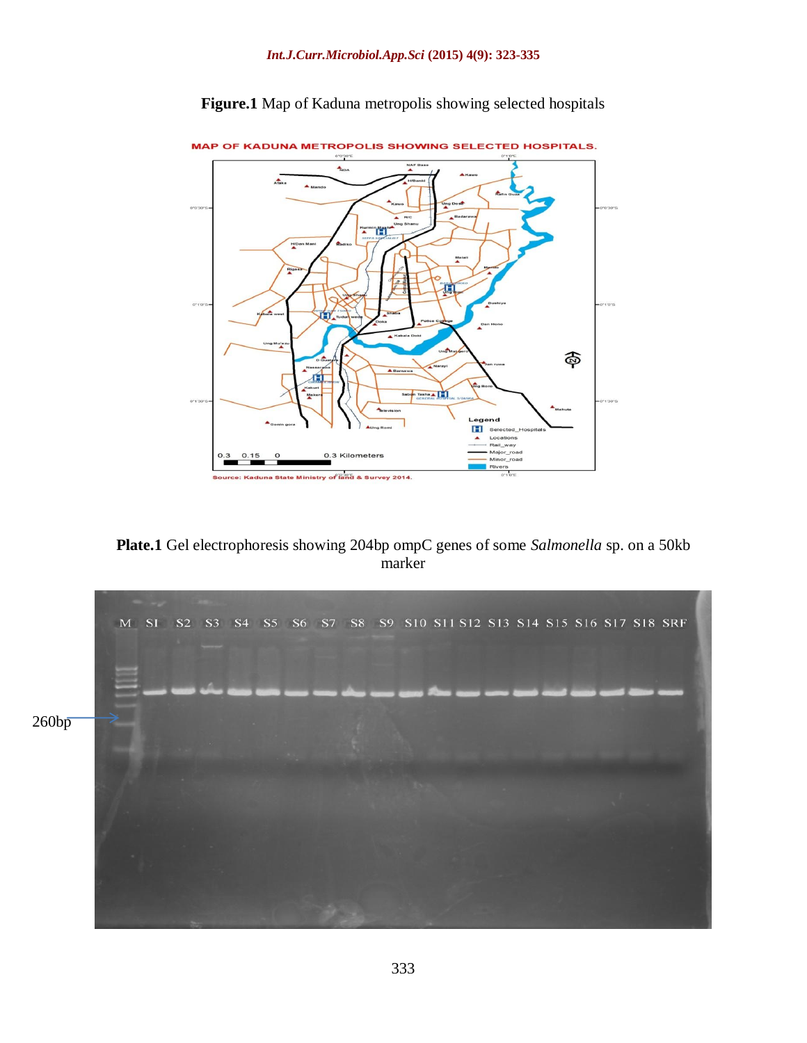**Figure.1** Map of Kaduna metropolis showing selected hospitals

**Plate.1** Gel electrophoresis showing 204bp ompC genes of some *Salmonella* sp. on a 50kb marker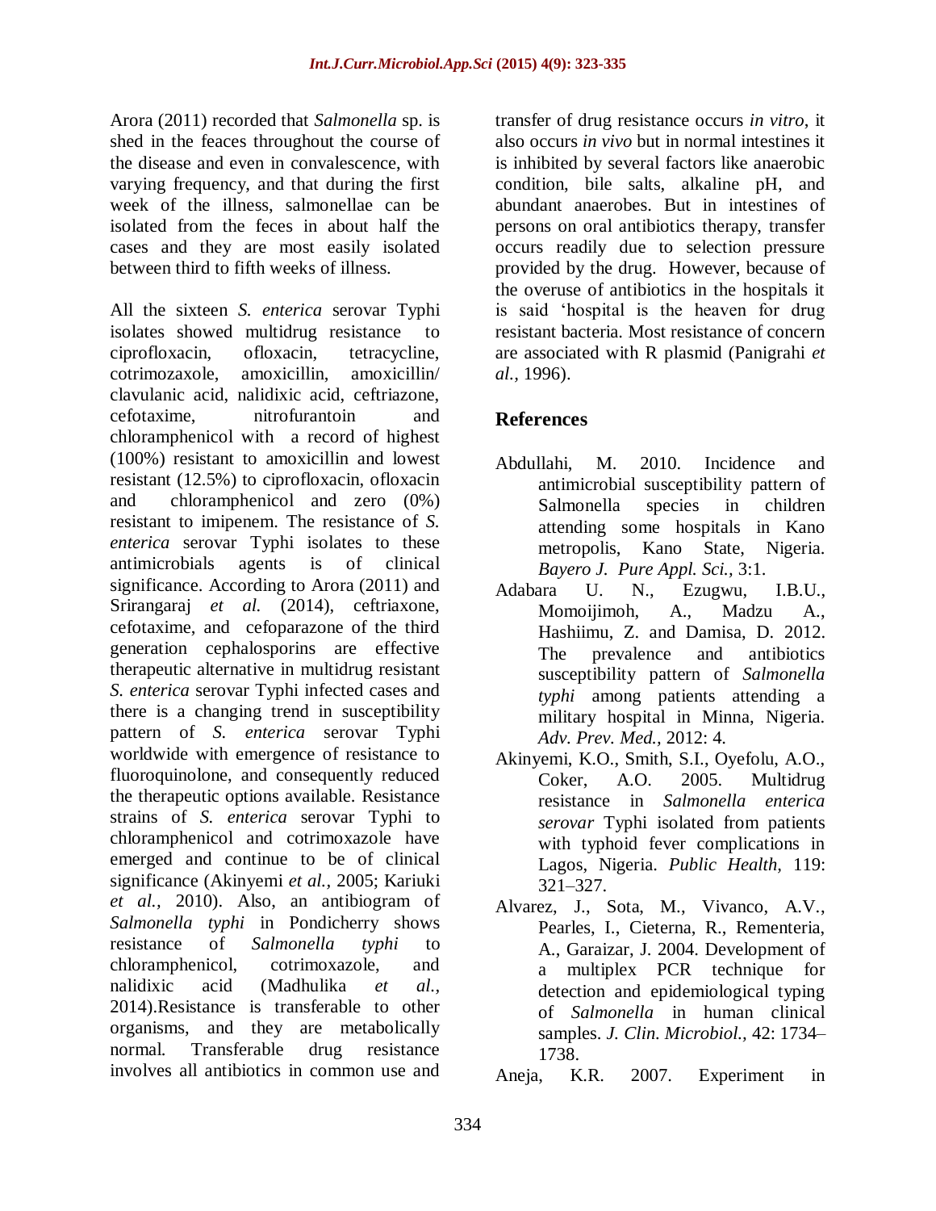Arora (2011) recorded that *Salmonella* sp. is shed in the feaces throughout the course of the disease and even in convalescence, with varying frequency, and that during the first week of the illness, salmonellae can be isolated from the feces in about half the cases and they are most easily isolated between third to fifth weeks of illness.

All the sixteen *S. enterica* serovar Typhi isolates showed multidrug resistance to ciprofloxacin, ofloxacin, tetracycline, cotrimozaxole, amoxicillin, amoxicillin/ clavulanic acid, nalidixic acid, ceftriazone, cefotaxime, nitrofurantoin and chloramphenicol with a record of highest (100%) resistant to amoxicillin and lowest resistant (12.5%) to ciprofloxacin, ofloxacin and chloramphenicol and zero (0%) resistant to imipenem. The resistance of *S. enterica* serovar Typhi isolates to these antimicrobials agents is of clinical significance. According to Arora (2011) and Srirangaraj *et al.* (2014), ceftriaxone, cefotaxime, and cefoparazone of the third generation cephalosporins are effective therapeutic alternative in multidrug resistant *S. enterica* serovar Typhi infected cases and there is a changing trend in susceptibility pattern of *S. enterica* serovar Typhi worldwide with emergence of resistance to fluoroquinolone, and consequently reduced the therapeutic options available. Resistance strains of *S. enterica* serovar Typhi to chloramphenicol and cotrimoxazole have emerged and continue to be of clinical significance (Akinyemi *et al.,* 2005; Kariuki *et al.,* 2010). Also, an antibiogram of *Salmonella typhi* in Pondicherry shows resistance of *Salmonella typhi* to chloramphenicol, cotrimoxazole, and nalidixic acid (Madhulika *et al.,* 2014).Resistance is transferable to other organisms, and they are metabolically normal. Transferable drug resistance involves all antibiotics in common use and transfer of drug resistance occurs *in vitro*, it also occurs *in vivo* but in normal intestines it is inhibited by several factors like anaerobic condition, bile salts, alkaline pH, and abundant anaerobes. But in intestines of persons on oral antibiotics therapy, transfer occurs readily due to selection pressure provided by the drug. However, because of the overuse of antibiotics in the hospitals it is said 'hospital is the heaven for drug resistant bacteria. Most resistance of concern are associated with R plasmid (Panigrahi *et al.,* 1996).

## References

Abdullahi, M. 2010. Incidence and antimicrobial susceptibility pattern of Salmonella species in children attending some hospitals in Kano metropolis, Kano State, Nigeria. *Bayero J. Pure Appl. Sci.,* 3:1.

Adabara U. N., Ezugwu, I.B.U., Momoijimoh, A., Madzu A., Hashiimu, Z. and Damisa, D. 2012. The prevalence and antibiotics susceptibility pattern of *Salmonella typhi* among patients attending a military hospital in Minna, Nigeria. *Adv. Prev. Med.,* 2012: 4.

Akinyemi, K.O., Smith, S.I., Oyefolu, A.O., Coker, A.O. 2005. Multidrug resistance in *Salmonella enterica serovar* Typhi isolated from patients with typhoid fever complications in Lagos, Nigeria. *Public Health,* 119: 321–327.

Alvarez, J., Sota, M., Vivanco, A.V., Pearles, I., Cieterna, R., Rementeria, A., Garaizar, J. 2004. Development of a multiplex PCR technique for detection and epidemiological typing of *Salmonella* in human clinical samples. *J. Clin. Microbiol.,* 42: 1734–1738.

Aneja, K.R. 2007. Experiment in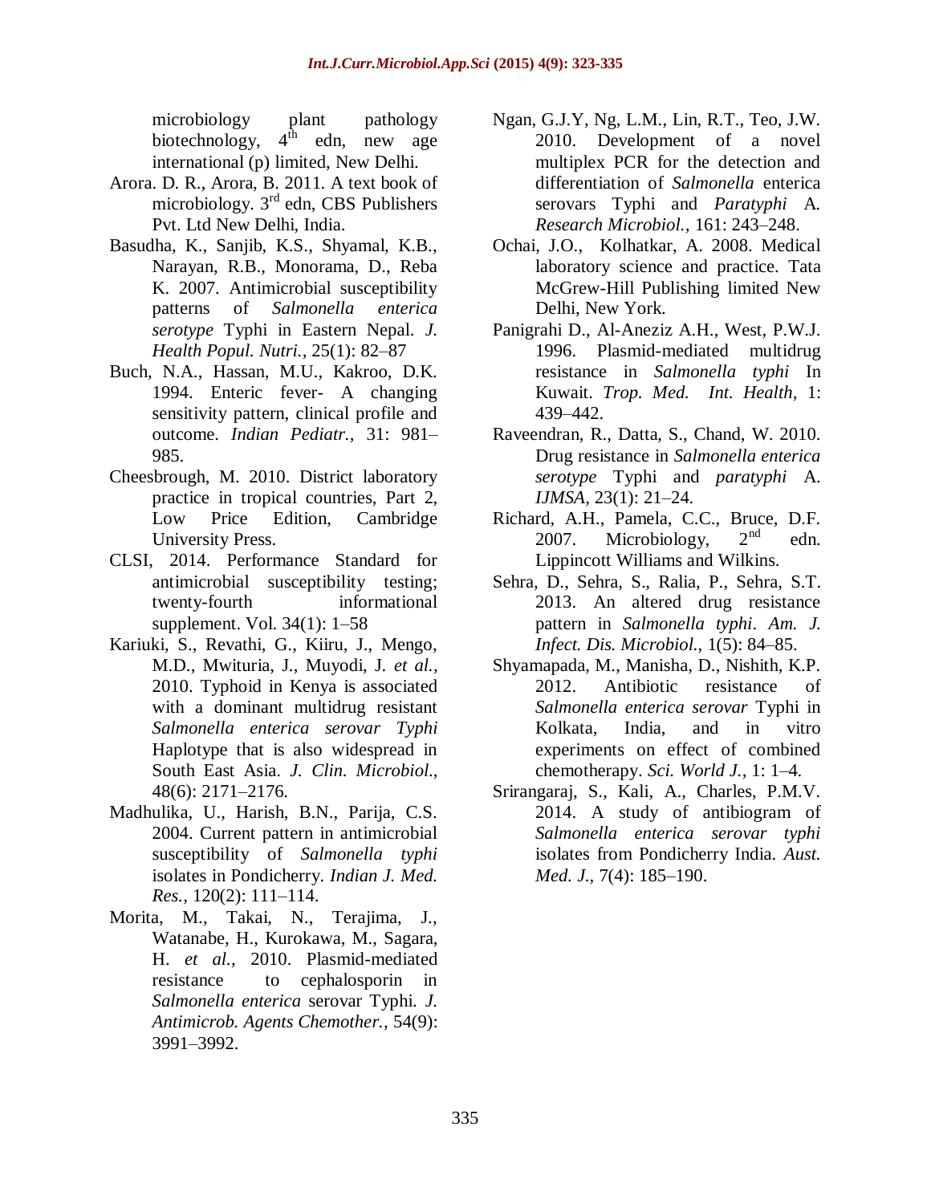microbiology plant pathology biotechnology, 4th edn, new age international (p) limited, New Delhi.

Arora. D. R., Arora, B. 2011. A text book of microbiology. 3rd edn, CBS Publishers Pvt. Ltd New Delhi, India.

Basudha, K., Sanjib, K.S., Shyamal, K.B., Narayan, R.B., Monorama, D., Reba K. 2007. Antimicrobial susceptibility patterns of *Salmonella enterica serotype* Typhi in Eastern Nepal. *J. Health Popul. Nutri.,* 25(1): 82–87

Buch, N.A., Hassan, M.U., Kakroo, D.K. 1994. Enteric fever- A changing sensitivity pattern, clinical profile and outcome. *Indian Pediatr.,* 31: 981–985.

Cheesbrough, M. 2010. District laboratory practice in tropical countries, Part 2, Low Price Edition, Cambridge University Press.

CLSI, 2014. Performance Standard for antimicrobial susceptibility testing; twenty-fourth informational supplement. Vol. 34(1): 1–58

Kariuki, S., Revathi, G., Kiiru, J., Mengo, M.D., Mwituria, J., Muyodi, J. *et al.,* 2010. Typhoid in Kenya is associated with a dominant multidrug resistant *Salmonella enterica serovar Typhi* Haplotype that is also widespread in South East Asia. *J. Clin. Microbiol.,* 48(6): 2171–2176.

Madhulika, U., Harish, B.N., Parija, C.S. 2004. Current pattern in antimicrobial susceptibility of *Salmonella typhi* isolates in Pondicherry. *Indian J. Med. Res.,* 120(2): 111–114.

Morita, M., Takai, N., Terajima, J., Watanabe, H., Kurokawa, M., Sagara, H. *et al.,* 2010. Plasmid-mediated resistance to cephalosporin in *Salmonella enterica* serovar Typhi. *J. Antimicrob. Agents Chemother.,* 54(9): 3991–3992.

Ngan, G.J.Y, Ng, L.M., Lin, R.T., Teo, J.W. 2010. Development of a novel multiplex PCR for the detection and differentiation of *Salmonella* enterica serovars Typhi and *Paratyphi* A. *Research Microbiol.,* 161: 243–248.

Ochai, J.O., Kolhatkar, A. 2008. Medical laboratory science and practice. Tata McGrew-Hill Publishing limited New Delhi, New York.

Panigrahi D., Al-Aneziz A.H., West, P.W.J. 1996. Plasmid-mediated multidrug resistance in *Salmonella typhi* In Kuwait. *Trop. Med. Int. Health,* 1: 439–442.

Raveendran, R., Datta, S., Chand, W. 2010. Drug resistance in *Salmonella enterica serotype* Typhi and *paratyphi* A. *IJMSA,* 23(1): 21–24.

Richard, A.H., Pamela, C.C., Bruce, D.F. 2007. Microbiology, 2nd edn. Lippincott Williams and Wilkins.

Sehra, D., Sehra, S., Ralia, P., Sehra, S.T. 2013. An altered drug resistance pattern in *Salmonella typhi*. *Am. J. Infect. Dis. Microbiol.,* 1(5): 84–85.

Shyamapada, M., Manisha, D., Nishith, K.P. 2012. Antibiotic resistance of *Salmonella enterica serovar* Typhi in Kolkata, India, and in vitro experiments on effect of combined chemotherapy. *Sci. World J.,* 1: 1–4.

Srirangaraj, S., Kali, A., Charles, P.M.V. 2014. A study of antibiogram of *Salmonella enterica serovar typhi* isolates from Pondicherry India. *Aust. Med. J.,* 7(4): 185–190.